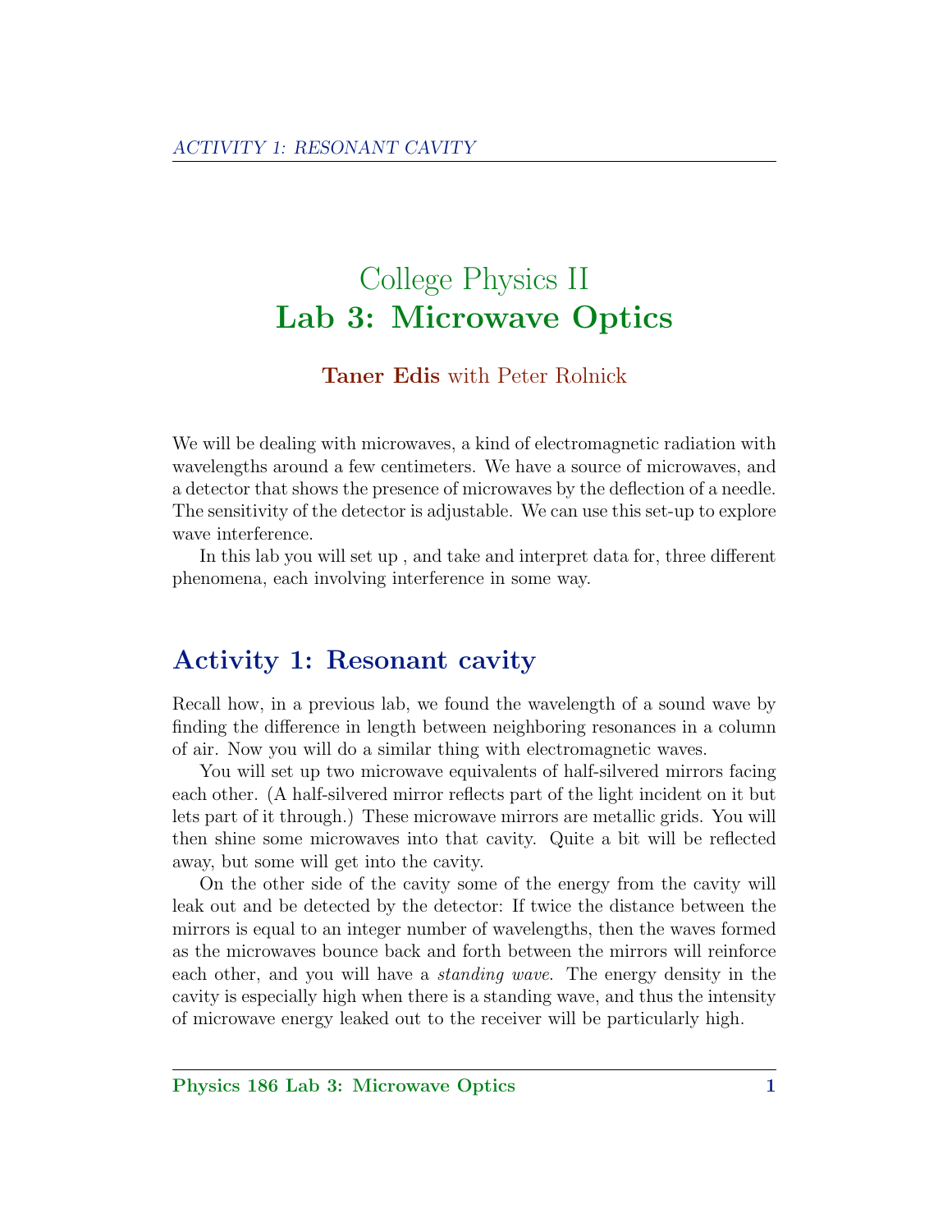# College Physics II
# Lab 3: Microwave Optics

**Taner Edis** with Peter Rolnick

We will be dealing with microwaves, a kind of electromagnetic radiation with wavelengths around a few centimeters. We have a source of microwaves, and a detector that shows the presence of microwaves by the deflection of a needle. The sensitivity of the detector is adjustable. We can use this set-up to explore wave interference.

In this lab you will set up , and take and interpret data for, three different phenomena, each involving interference in some way.

## Activity 1: Resonant cavity

Recall how, in a previous lab, we found the wavelength of a sound wave by finding the difference in length between neighboring resonances in a column of air. Now you will do a similar thing with electromagnetic waves.

You will set up two microwave equivalents of half-silvered mirrors facing each other. (A half-silvered mirror reflects part of the light incident on it but lets part of it through.) These microwave mirrors are metallic grids. You will then shine some microwaves into that cavity. Quite a bit will be reflected away, but some will get into the cavity.

On the other side of the cavity some of the energy from the cavity will leak out and be detected by the detector: If twice the distance between the mirrors is equal to an integer number of wavelengths, then the waves formed as the microwaves bounce back and forth between the mirrors will reinforce each other, and you will have a *standing wave*. The energy density in the cavity is especially high when there is a standing wave, and thus the intensity of microwave energy leaked out to the receiver will be particularly high.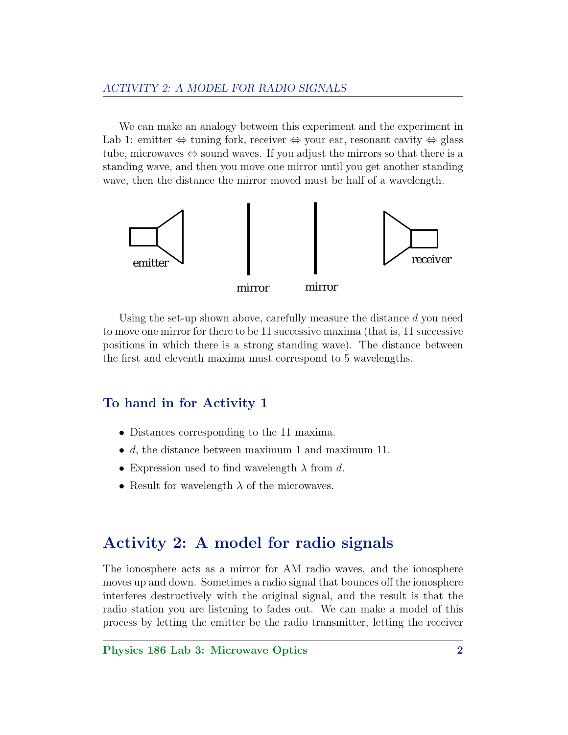We can make an analogy between this experiment and the experiment in Lab 1: emitter ⇔ tuning fork, receiver ⇔ your ear, resonant cavity ⇔ glass tube, microwaves ⇔ sound waves. If you adjust the mirrors so that there is a standing wave, and then you move one mirror until you get another standing wave, then the distance the mirror moved must be half of a wavelength.

Using the set-up shown above, carefully measure the distance $d$ you need to move one mirror for there to be 11 successive maxima (that is, 11 successive positions in which there is a strong standing wave). The distance between the first and eleventh maxima must correspond to 5 wavelengths.

### To hand in for Activity 1

- Distances corresponding to the 11 maxima.
- $d$, the distance between maximum 1 and maximum 11.
- Expression used to find wavelength $\lambda$ from $d$.
- Result for wavelength $\lambda$ of the microwaves.

## Activity 2: A model for radio signals

The ionosphere acts as a mirror for AM radio waves, and the ionosphere moves up and down. Sometimes a radio signal that bounces off the ionosphere interferes destructively with the original signal, and the result is that the radio station you are listening to fades out. We can make a model of this process by letting the emitter be the radio transmitter, letting the receiver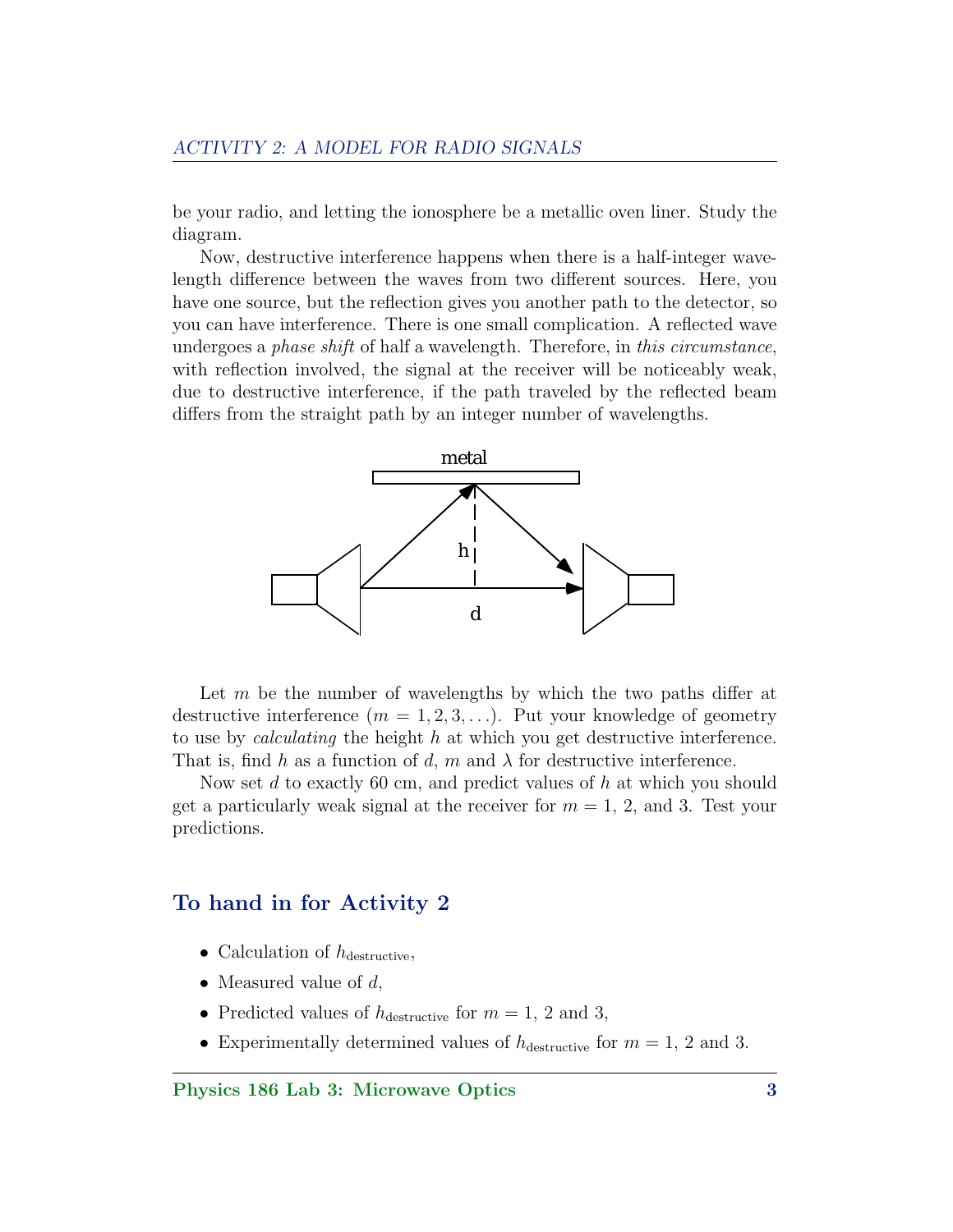be your radio, and letting the ionosphere be a metallic oven liner. Study the diagram.

Now, destructive interference happens when there is a half-integer wavelength difference between the waves from two different sources. Here, you have one source, but the reflection gives you another path to the detector, so you can have interference. There is one small complication. A reflected wave undergoes a *phase shift* of half a wavelength. Therefore, in *this circumstance*, with reflection involved, the signal at the receiver will be noticeably weak, due to destructive interference, if the path traveled by the reflected beam differs from the straight path by an integer number of wavelengths.

Let $m$ be the number of wavelengths by which the two paths differ at destructive interference ($m = 1, 2, 3, \ldots$). Put your knowledge of geometry to use by *calculating* the height $h$ at which you get destructive interference. That is, find $h$ as a function of $d$, $m$ and $\lambda$ for destructive interference.

Now set $d$ to exactly 60 cm, and predict values of $h$ at which you should get a particularly weak signal at the receiver for $m = 1$, 2, and 3. Test your predictions.

## To hand in for Activity 2

- Calculation of $h_{\text{destructive}}$,
- Measured value of $d$,
- Predicted values of $h_{\text{destructive}}$ for $m = 1$, 2 and 3,
- Experimentally determined values of $h_{\text{destructive}}$ for $m = 1$, 2 and 3.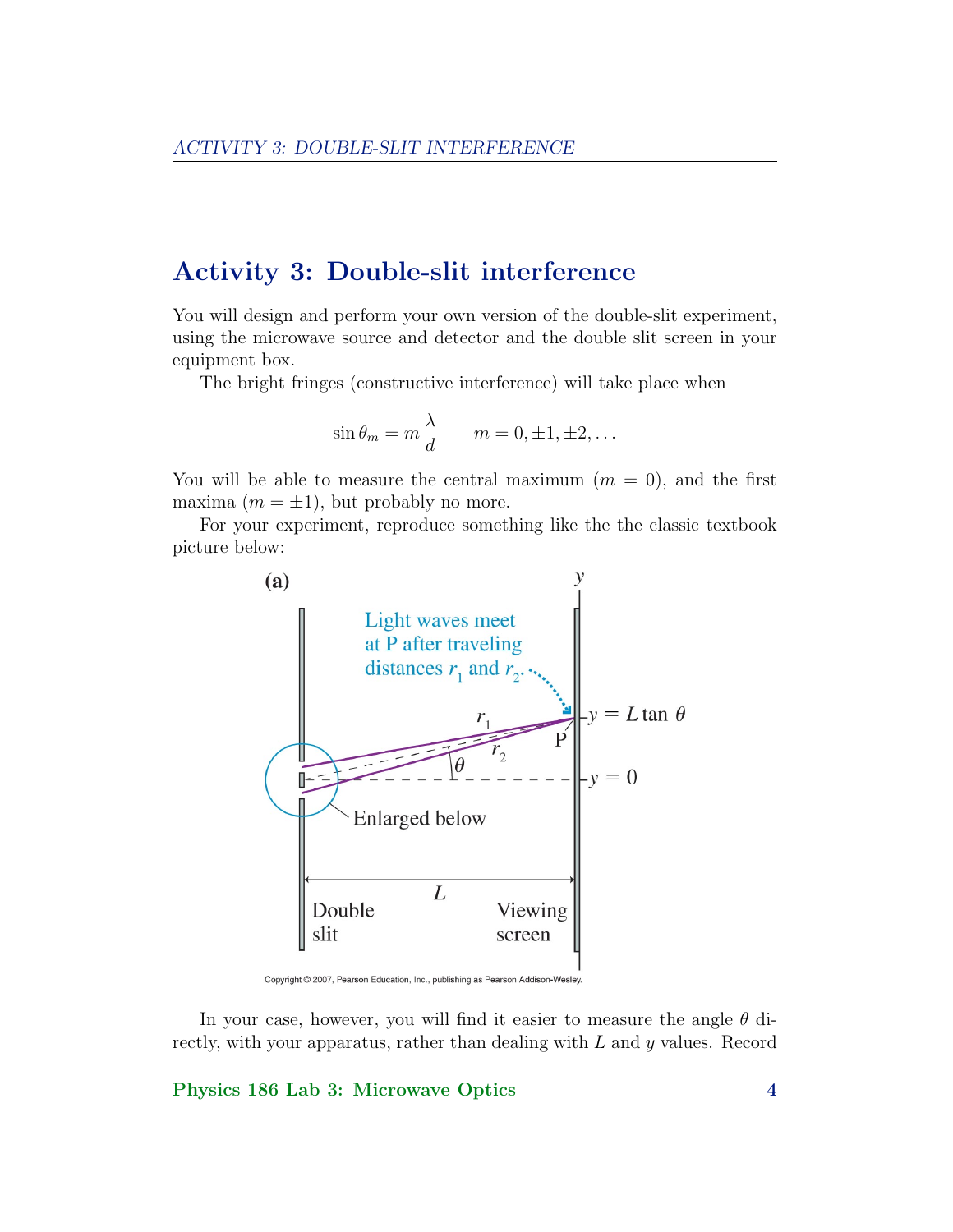# Activity 3: Double-slit interference

You will design and perform your own version of the double-slit experiment, using the microwave source and detector and the double slit screen in your equipment box.

The bright fringes (constructive interference) will take place when

$$\sin\theta_m = m\,\frac{\lambda}{d} \qquad m = 0, \pm 1, \pm 2, \ldots$$

You will be able to measure the central maximum ($m = 0$), and the first maxima ($m = \pm 1$), but probably no more.

For your experiment, reproduce something like the the classic textbook picture below:

In your case, however, you will find it easier to measure the angle $\theta$ directly, with your apparatus, rather than dealing with $L$ and $y$ values. Record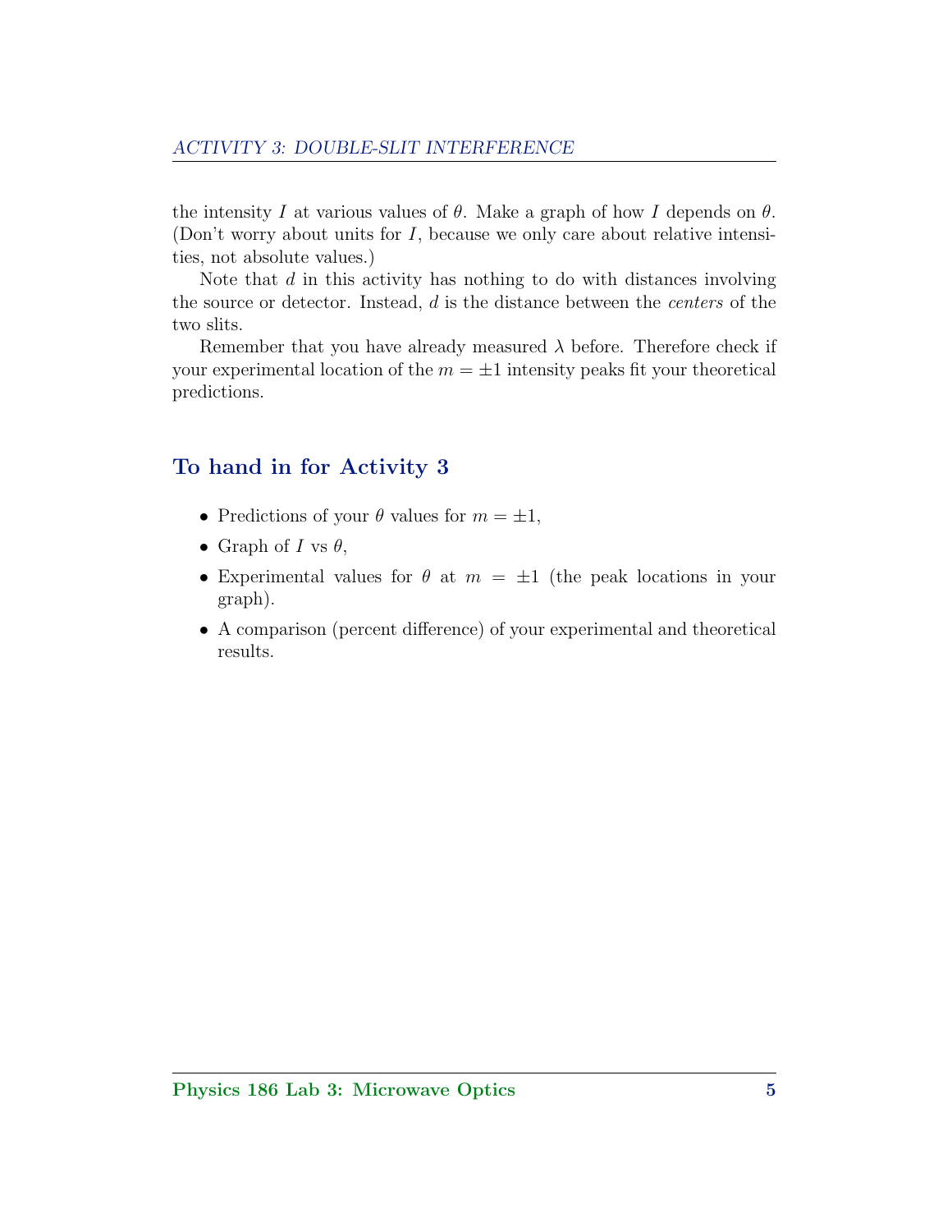the intensity $I$ at various values of $\theta$. Make a graph of how $I$ depends on $\theta$. (Don't worry about units for $I$, because we only care about relative intensities, not absolute values.)

Note that $d$ in this activity has nothing to do with distances involving the source or detector. Instead, $d$ is the distance between the *centers* of the two slits.

Remember that you have already measured $\lambda$ before. Therefore check if your experimental location of the $m = \pm 1$ intensity peaks fit your theoretical predictions.

## To hand in for Activity 3

- Predictions of your $\theta$ values for $m = \pm 1$,
- Graph of $I$ vs $\theta$,
- Experimental values for $\theta$ at $m = \pm 1$ (the peak locations in your graph).
- A comparison (percent difference) of your experimental and theoretical results.